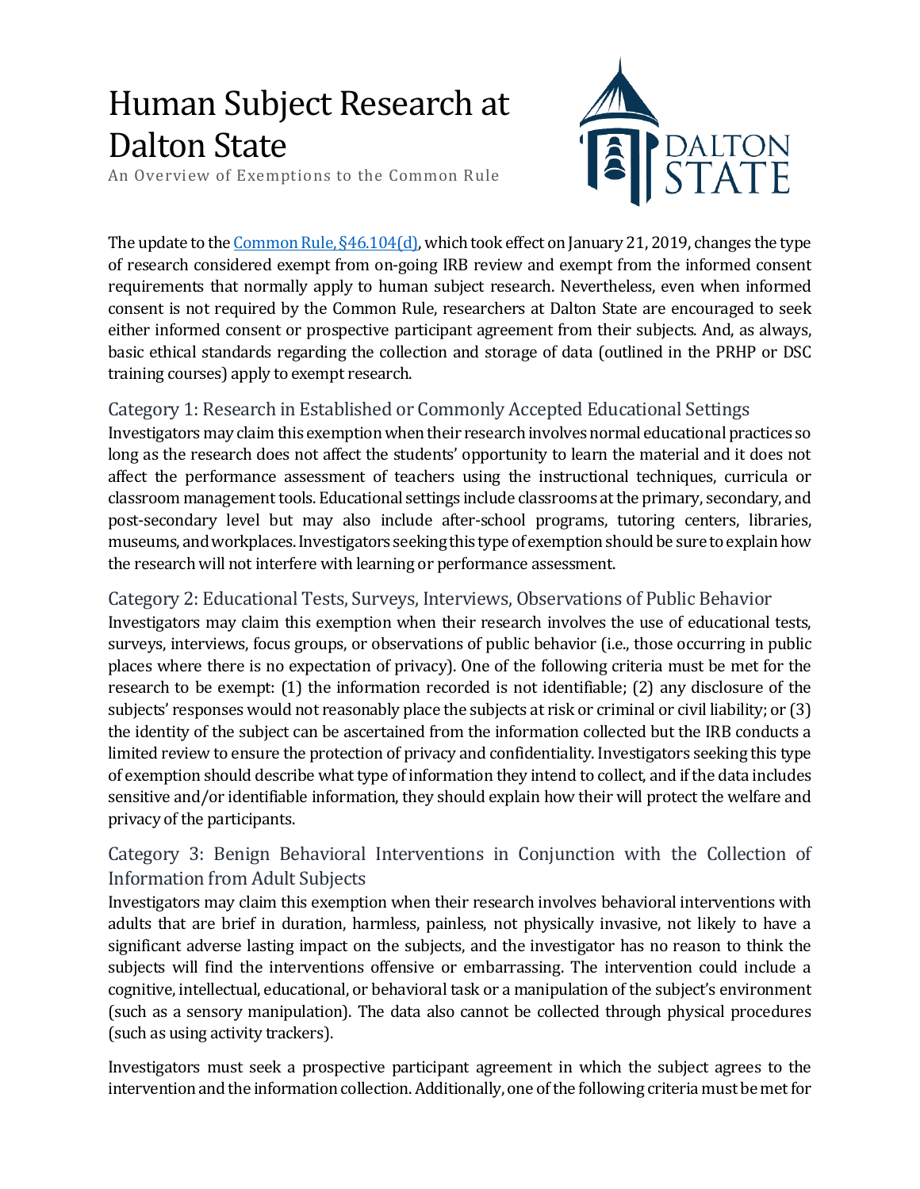# Human Subject Research at Dalton State

An Overview of Exemptions to the Common Rule

The update to the [Common Rule, §46.104(d)](), which took effect on January 21, 2019, changes the type of research considered exempt from on-going IRB review and exempt from the informed consent requirements that normally apply to human subject research. Nevertheless, even when informed consent is not required by the Common Rule, researchers at Dalton State are encouraged to seek either informed consent or prospective participant agreement from their subjects. And, as always, basic ethical standards regarding the collection and storage of data (outlined in the PRHP or DSC training courses) apply to exempt research.

## Category 1: Research in Established or Commonly Accepted Educational Settings

Investigators may claim this exemption when their research involves normal educational practices so long as the research does not affect the students' opportunity to learn the material and it does not affect the performance assessment of teachers using the instructional techniques, curricula or classroom management tools. Educational settings include classrooms at the primary, secondary, and post-secondary level but may also include after-school programs, tutoring centers, libraries, museums, and workplaces. Investigators seeking this type of exemption should be sure to explain how the research will not interfere with learning or performance assessment.

## Category 2: Educational Tests, Surveys, Interviews, Observations of Public Behavior

Investigators may claim this exemption when their research involves the use of educational tests, surveys, interviews, focus groups, or observations of public behavior (i.e., those occurring in public places where there is no expectation of privacy). One of the following criteria must be met for the research to be exempt: (1) the information recorded is not identifiable; (2) any disclosure of the subjects' responses would not reasonably place the subjects at risk or criminal or civil liability; or (3) the identity of the subject can be ascertained from the information collected but the IRB conducts a limited review to ensure the protection of privacy and confidentiality. Investigators seeking this type of exemption should describe what type of information they intend to collect, and if the data includes sensitive and/or identifiable information, they should explain how their will protect the welfare and privacy of the participants.

## Category 3: Benign Behavioral Interventions in Conjunction with the Collection of Information from Adult Subjects

Investigators may claim this exemption when their research involves behavioral interventions with adults that are brief in duration, harmless, painless, not physically invasive, not likely to have a significant adverse lasting impact on the subjects, and the investigator has no reason to think the subjects will find the interventions offensive or embarrassing. The intervention could include a cognitive, intellectual, educational, or behavioral task or a manipulation of the subject's environment (such as a sensory manipulation). The data also cannot be collected through physical procedures (such as using activity trackers).

Investigators must seek a prospective participant agreement in which the subject agrees to the intervention and the information collection. Additionally, one of the following criteria must be met for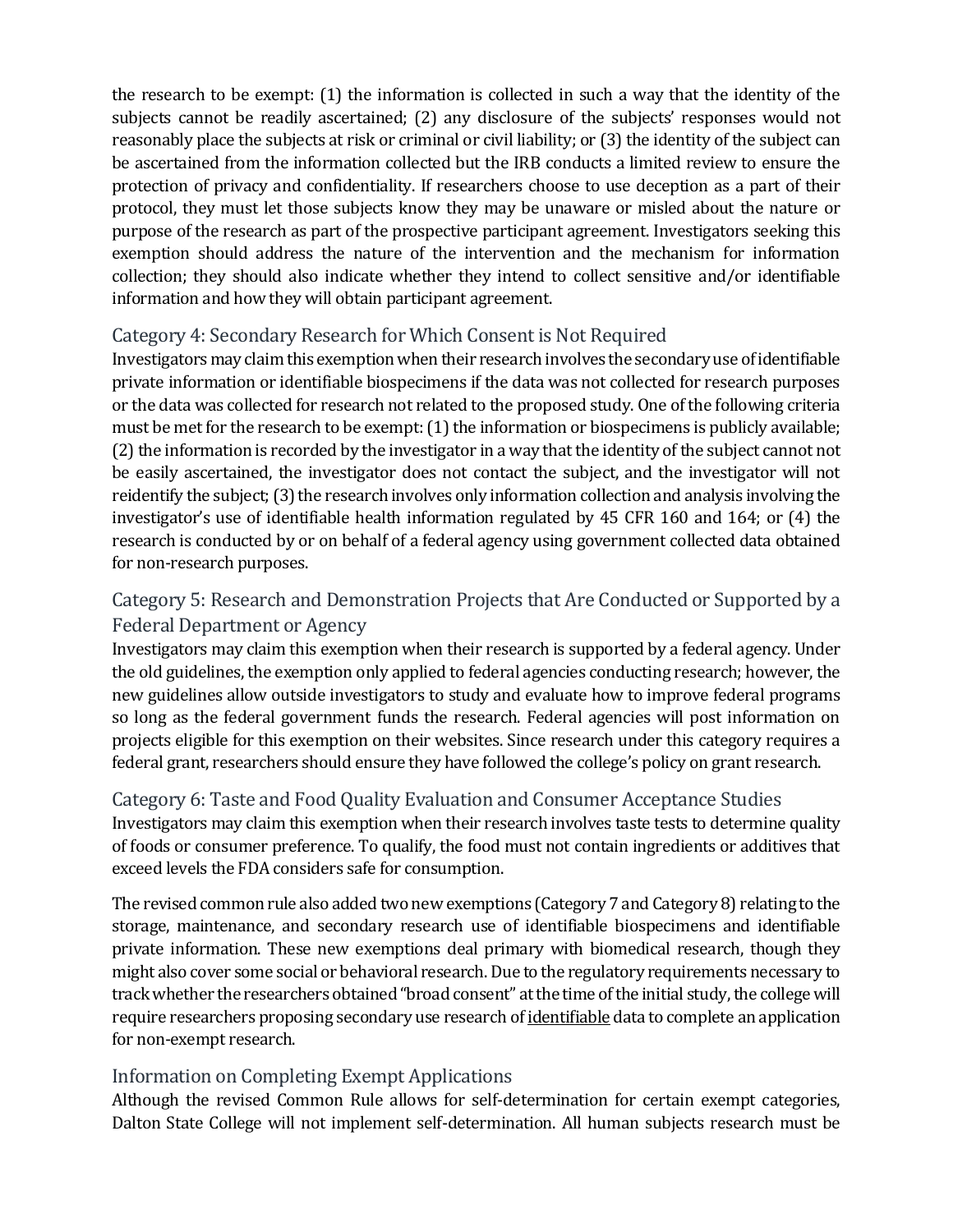the research to be exempt: (1) the information is collected in such a way that the identity of the subjects cannot be readily ascertained; (2) any disclosure of the subjects' responses would not reasonably place the subjects at risk or criminal or civil liability; or (3) the identity of the subject can be ascertained from the information collected but the IRB conducts a limited review to ensure the protection of privacy and confidentiality. If researchers choose to use deception as a part of their protocol, they must let those subjects know they may be unaware or misled about the nature or purpose of the research as part of the prospective participant agreement. Investigators seeking this exemption should address the nature of the intervention and the mechanism for information collection; they should also indicate whether they intend to collect sensitive and/or identifiable information and how they will obtain participant agreement.

## Category 4: Secondary Research for Which Consent is Not Required

Investigators may claim this exemption when their research involves the secondary use of identifiable private information or identifiable biospecimens if the data was not collected for research purposes or the data was collected for research not related to the proposed study. One of the following criteria must be met for the research to be exempt: (1) the information or biospecimens is publicly available; (2) the information is recorded by the investigator in a way that the identity of the subject cannot not be easily ascertained, the investigator does not contact the subject, and the investigator will not reidentify the subject; (3) the research involves only information collection and analysis involving the investigator's use of identifiable health information regulated by 45 CFR 160 and 164; or (4) the research is conducted by or on behalf of a federal agency using government collected data obtained for non-research purposes.

## Category 5: Research and Demonstration Projects that Are Conducted or Supported by a Federal Department or Agency

Investigators may claim this exemption when their research is supported by a federal agency. Under the old guidelines, the exemption only applied to federal agencies conducting research; however, the new guidelines allow outside investigators to study and evaluate how to improve federal programs so long as the federal government funds the research. Federal agencies will post information on projects eligible for this exemption on their websites. Since research under this category requires a federal grant, researchers should ensure they have followed the college's policy on grant research.

## Category 6: Taste and Food Quality Evaluation and Consumer Acceptance Studies

Investigators may claim this exemption when their research involves taste tests to determine quality of foods or consumer preference. To qualify, the food must not contain ingredients or additives that exceed levels the FDA considers safe for consumption.

The revised common rule also added two new exemptions (Category 7 and Category 8) relating to the storage, maintenance, and secondary research use of identifiable biospecimens and identifiable private information. These new exemptions deal primary with biomedical research, though they might also cover some social or behavioral research. Due to the regulatory requirements necessary to track whether the researchers obtained "broad consent" at the time of the initial study, the college will require researchers proposing secondary use research of <u>identifiable</u> data to complete an application for non-exempt research.

## Information on Completing Exempt Applications

Although the revised Common Rule allows for self-determination for certain exempt categories, Dalton State College will not implement self-determination. All human subjects research must be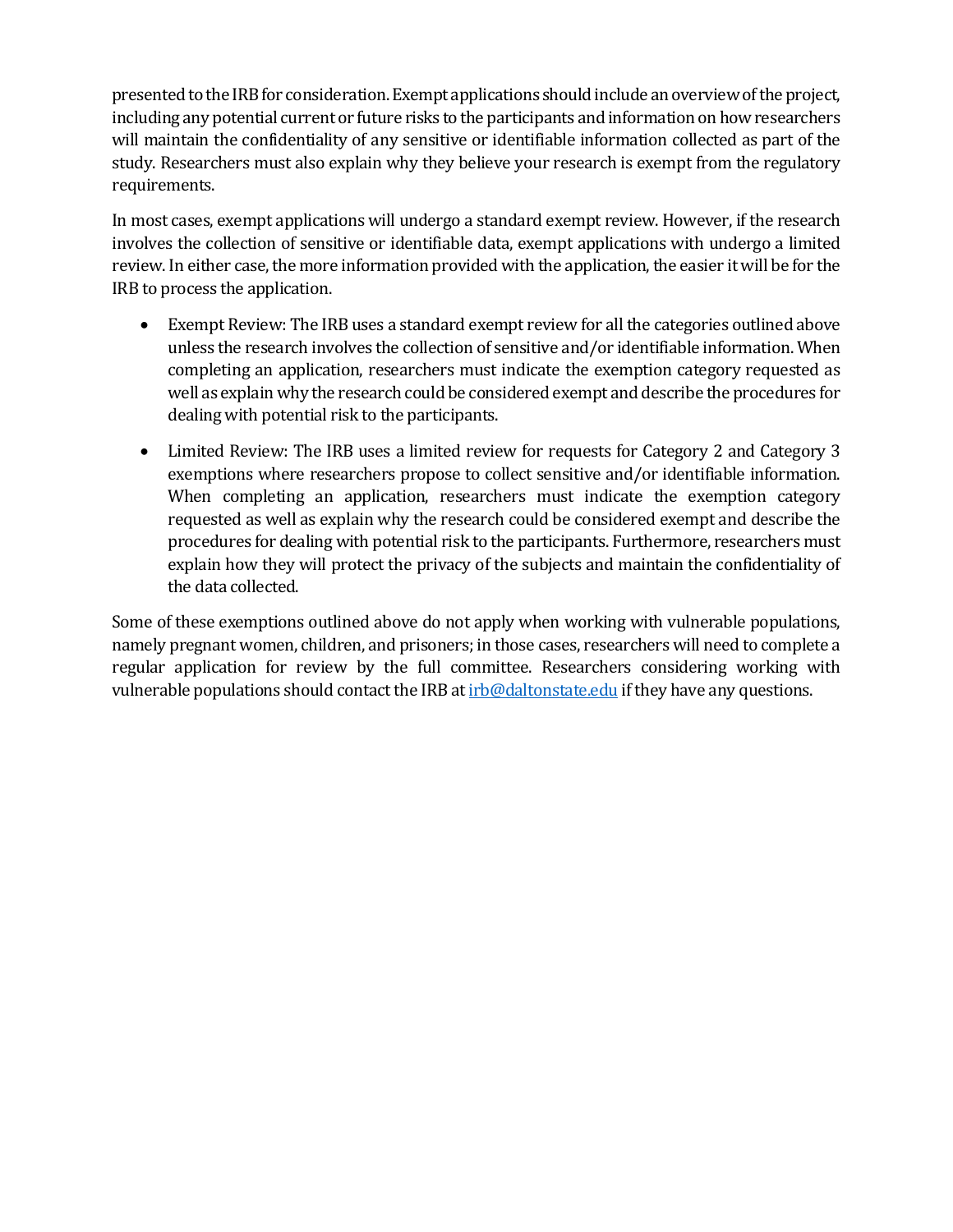presented to the IRB for consideration. Exempt applications should include an overview of the project, including any potential current or future risks to the participants and information on how researchers will maintain the confidentiality of any sensitive or identifiable information collected as part of the study. Researchers must also explain why they believe your research is exempt from the regulatory requirements.

In most cases, exempt applications will undergo a standard exempt review. However, if the research involves the collection of sensitive or identifiable data, exempt applications with undergo a limited review. In either case, the more information provided with the application, the easier it will be for the IRB to process the application.

- Exempt Review: The IRB uses a standard exempt review for all the categories outlined above unless the research involves the collection of sensitive and/or identifiable information. When completing an application, researchers must indicate the exemption category requested as well as explain why the research could be considered exempt and describe the procedures for dealing with potential risk to the participants.
- Limited Review: The IRB uses a limited review for requests for Category 2 and Category 3 exemptions where researchers propose to collect sensitive and/or identifiable information. When completing an application, researchers must indicate the exemption category requested as well as explain why the research could be considered exempt and describe the procedures for dealing with potential risk to the participants. Furthermore, researchers must explain how they will protect the privacy of the subjects and maintain the confidentiality of the data collected.

Some of these exemptions outlined above do not apply when working with vulnerable populations, namely pregnant women, children, and prisoners; in those cases, researchers will need to complete a regular application for review by the full committee. Researchers considering working with vulnerable populations should contact the IRB at [irb@daltonstate.edu](mailto:irb@daltonstate.edu) if they have any questions.